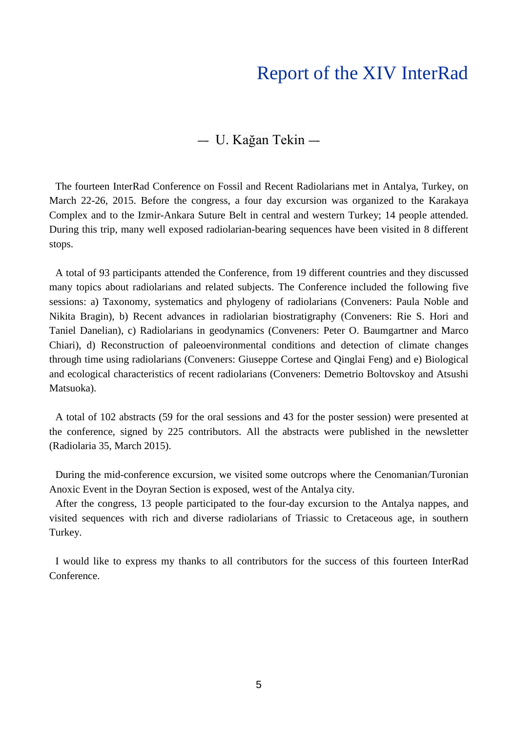# Report of the XIV InterRad

— U. Kağan Tekin —

The fourteen InterRad Conference on Fossil and Recent Radiolarians met in Antalya, Turkey, on March 22-26, 2015. Before the congress, a four day excursion was organized to the Karakaya Complex and to the Izmir-Ankara Suture Belt in central and western Turkey; 14 people attended. During this trip, many well exposed radiolarian-bearing sequences have been visited in 8 different stops.

A total of 93 participants attended the Conference, from 19 different countries and they discussed many topics about radiolarians and related subjects. The Conference included the following five sessions: a) Taxonomy, systematics and phylogeny of radiolarians (Conveners: Paula Noble and Nikita Bragin), b) Recent advances in radiolarian biostratigraphy (Conveners: Rie S. Hori and Taniel Danelian), c) Radiolarians in geodynamics (Conveners: Peter O. Baumgartner and Marco Chiari), d) Reconstruction of paleoenvironmental conditions and detection of climate changes through time using radiolarians (Conveners: Giuseppe Cortese and Qinglai Feng) and e) Biological and ecological characteristics of recent radiolarians (Conveners: Demetrio Boltovskoy and Atsushi Matsuoka).

A total of 102 abstracts (59 for the oral sessions and 43 for the poster session) were presented at the conference, signed by 225 contributors. All the abstracts were published in the newsletter (Radiolaria 35, March 2015).

During the mid-conference excursion, we visited some outcrops where the Cenomanian/Turonian Anoxic Event in the Doyran Section is exposed, west of the Antalya city.

After the congress, 13 people participated to the four-day excursion to the Antalya nappes, and visited sequences with rich and diverse radiolarians of Triassic to Cretaceous age, in southern Turkey.

I would like to express my thanks to all contributors for the success of this fourteen InterRad Conference.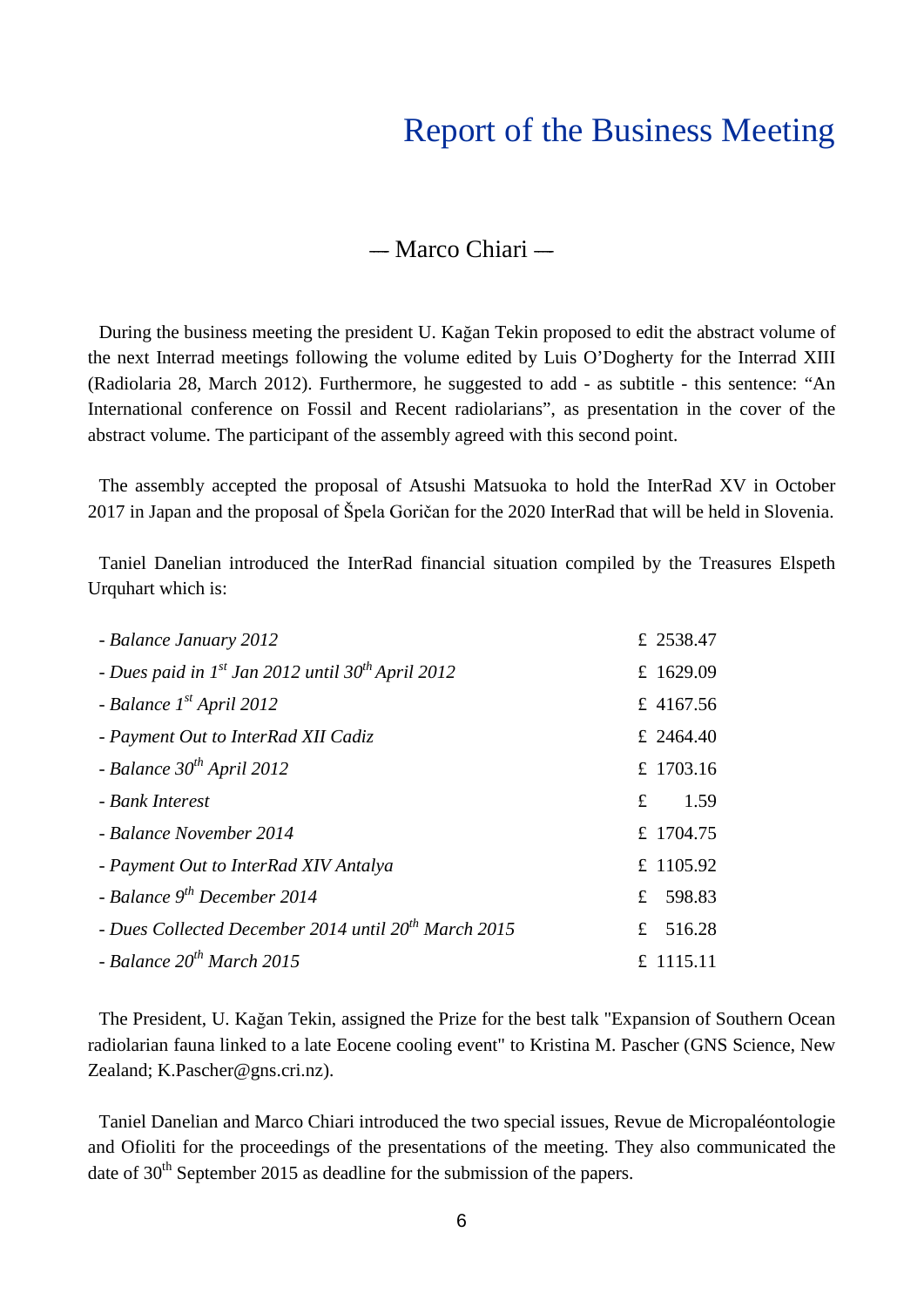# Report of the Business Meeting

— Marco Chiari —

During the business meeting the president U. Kağan Tekin proposed to edit the abstract volume of the next Interrad meetings following the volume edited by Luis O'Dogherty for the Interrad XIII (Radiolaria 28, March 2012). Furthermore, he suggested to add - as subtitle - this sentence: "An International conference on Fossil and Recent radiolarians", as presentation in the cover of the abstract volume. The participant of the assembly agreed with this second point.

The assembly accepted the proposal of Atsushi Matsuoka to hold the InterRad XV in October 2017 in Japan and the proposal of Špela Goričan for the 2020 InterRad that will be held in Slovenia.

Taniel Danelian introduced the InterRad financial situation compiled by the Treasures Elspeth Urquhart which is:

| | |
|---|---|
| - *Balance January 2012* | £ 2538.47 |
| - *Dues paid in 1st Jan 2012 until 30th April 2012* | £ 1629.09 |
| - *Balance 1st April 2012* | £ 4167.56 |
| - *Payment Out to InterRad XII Cadiz* | £ 2464.40 |
| - *Balance 30th April 2012* | £ 1703.16 |
| - *Bank Interest* | £ 1.59 |
| - *Balance November 2014* | £ 1704.75 |
| - *Payment Out to InterRad XIV Antalya* | £ 1105.92 |
| - *Balance 9th December 2014* | £ 598.83 |
| - *Dues Collected December 2014 until 20th March 2015* | £ 516.28 |
| - *Balance 20th March 2015* | £ 1115.11 |

The President, U. Kağan Tekin, assigned the Prize for the best talk "Expansion of Southern Ocean radiolarian fauna linked to a late Eocene cooling event" to Kristina M. Pascher (GNS Science, New Zealand; K.Pascher@gns.cri.nz).

Taniel Danelian and Marco Chiari introduced the two special issues, Revue de Micropaléontologie and Ofioliti for the proceedings of the presentations of the meeting. They also communicated the date of 30th September 2015 as deadline for the submission of the papers.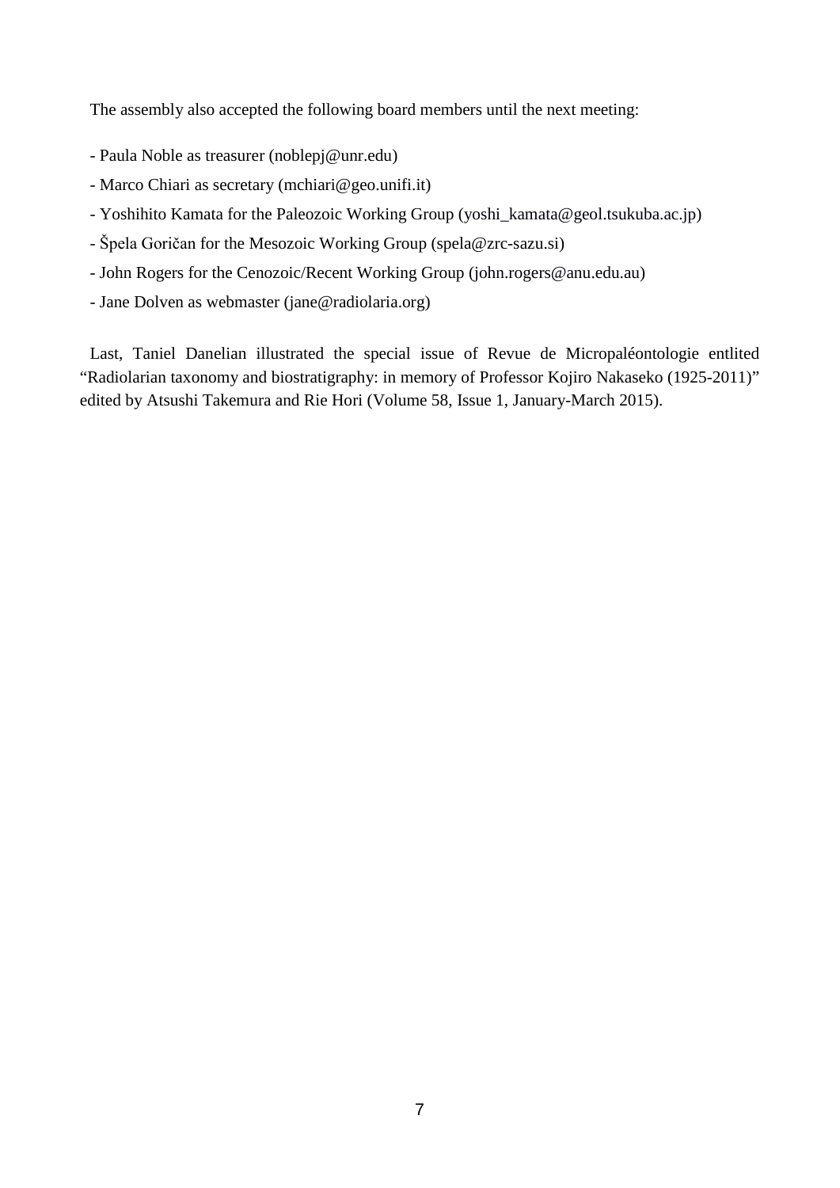The assembly also accepted the following board members until the next meeting:

- Paula Noble as treasurer (noblepj@unr.edu)
- Marco Chiari as secretary (mchiari@geo.unifi.it)
- Yoshihito Kamata for the Paleozoic Working Group (yoshi_kamata@geol.tsukuba.ac.jp)
- Špela Goričan for the Mesozoic Working Group (spela@zrc-sazu.si)
- John Rogers for the Cenozoic/Recent Working Group (john.rogers@anu.edu.au)
- Jane Dolven as webmaster (jane@radiolaria.org)

Last, Taniel Danelian illustrated the special issue of Revue de Micropaléontologie entlited "Radiolarian taxonomy and biostratigraphy: in memory of Professor Kojiro Nakaseko (1925-2011)" edited by Atsushi Takemura and Rie Hori (Volume 58, Issue 1, January-March 2015).